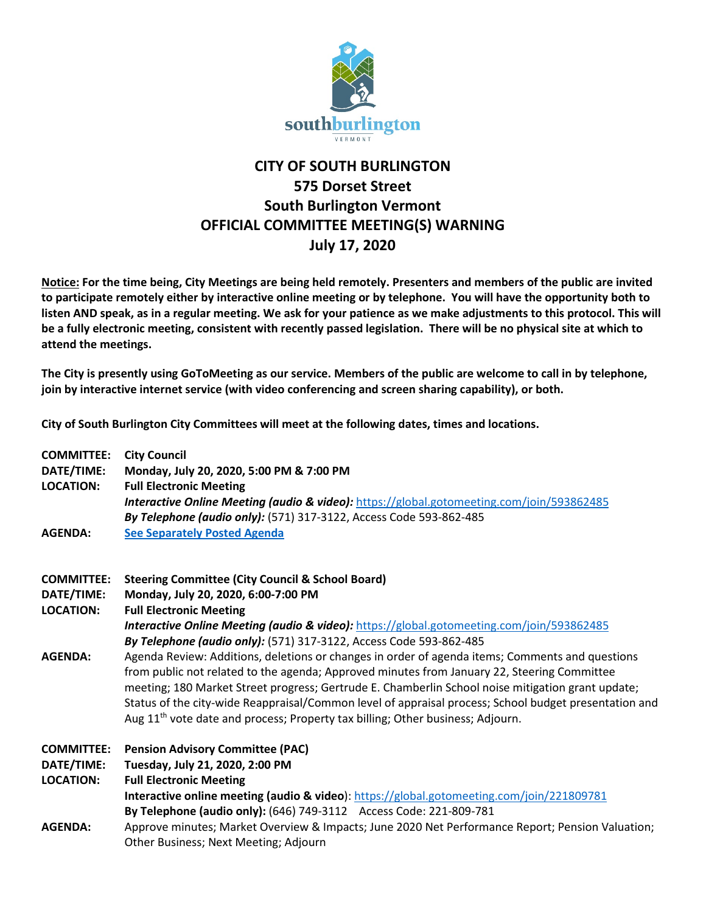# CITY OF SOUTH BURLINGTON
## 575 Dorset Street
## South Burlington Vermont
## OFFICIAL COMMITTEE MEETING(S) WARNING
## July 17, 2020

**Notice: For the time being, City Meetings are being held remotely. Presenters and members of the public are invited to participate remotely either by interactive online meeting or by telephone. You will have the opportunity both to listen AND speak, as in a regular meeting. We ask for your patience as we make adjustments to this protocol. This will be a fully electronic meeting, consistent with recently passed legislation. There will be no physical site at which to attend the meetings.**

**The City is presently using GoToMeeting as our service. Members of the public are welcome to call in by telephone, join by interactive internet service (with video conferencing and screen sharing capability), or both.**

**City of South Burlington City Committees will meet at the following dates, times and locations.**

**COMMITTEE:** **City Council**
**DATE/TIME:** **Monday, July 20, 2020, 5:00 PM & 7:00 PM**
**LOCATION:** **Full Electronic Meeting**
***Interactive Online Meeting (audio & video):*** https://global.gotomeeting.com/join/593862485
***By Telephone (audio only):*** (571) 317-3122, Access Code 593-862-485
**AGENDA:** **See Separately Posted Agenda**

**COMMITTEE:** **Steering Committee (City Council & School Board)**
**DATE/TIME:** **Monday, July 20, 2020, 6:00-7:00 PM**
**LOCATION:** **Full Electronic Meeting**
***Interactive Online Meeting (audio & video):*** https://global.gotomeeting.com/join/593862485
***By Telephone (audio only):*** (571) 317-3122, Access Code 593-862-485
**AGENDA:** Agenda Review: Additions, deletions or changes in order of agenda items; Comments and questions from public not related to the agenda; Approved minutes from January 22, Steering Committee meeting; 180 Market Street progress; Gertrude E. Chamberlin School noise mitigation grant update; Status of the city-wide Reappraisal/Common level of appraisal process; School budget presentation and Aug 11th vote date and process; Property tax billing; Other business; Adjourn.

**COMMITTEE:** **Pension Advisory Committee (PAC)**
**DATE/TIME:** **Tuesday, July 21, 2020, 2:00 PM**
**LOCATION:** **Full Electronic Meeting**
**Interactive online meeting (audio & video)**: https://global.gotomeeting.com/join/221809781
**By Telephone (audio only):** (646) 749-3112 Access Code: 221-809-781
**AGENDA:** Approve minutes; Market Overview & Impacts; June 2020 Net Performance Report; Pension Valuation; Other Business; Next Meeting; Adjourn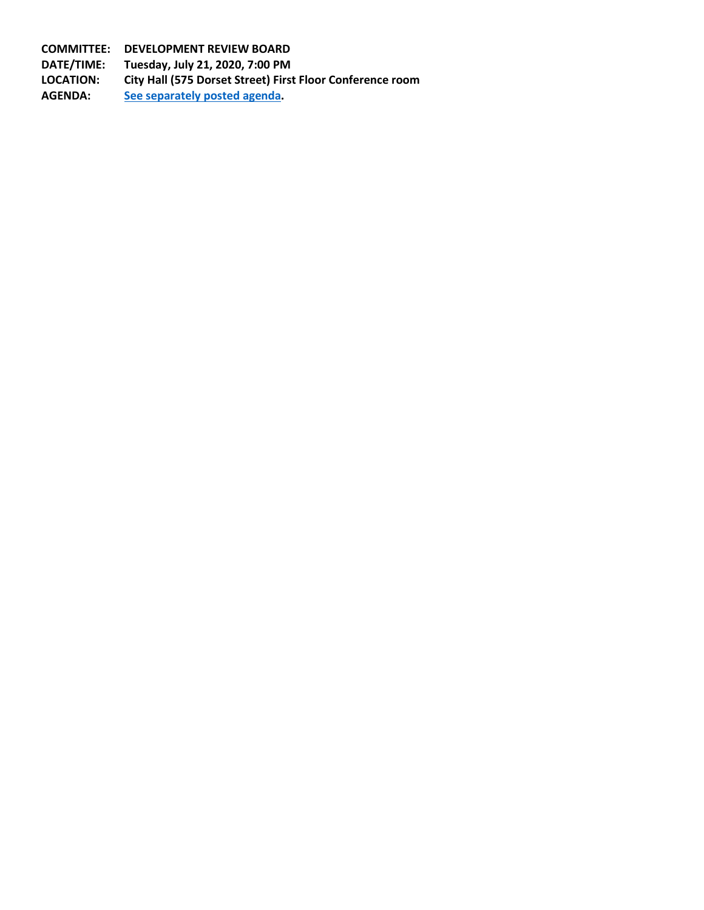**COMMITTEE:** **DEVELOPMENT REVIEW BOARD**
**DATE/TIME:** **Tuesday, July 21, 2020, 7:00 PM**
**LOCATION:** **City Hall (575 Dorset Street) First Floor Conference room**
**AGENDA:** **See separately posted agenda.**